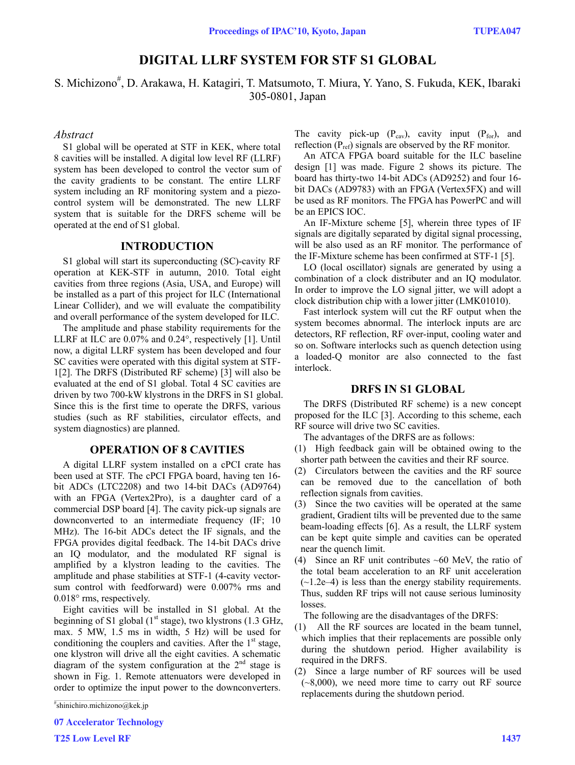# DIGITAL LLRF SYSTEM FOR STF S1 GLOBAL

S. Michizono#, D. Arakawa, H. Katagiri, T. Matsumoto, T. Miura, Y. Yano, S. Fukuda, KEK, Ibaraki 305-0801, Japan

## *Abstract*

S1 global will be operated at STF in KEK, where total 8 cavities will be installed. A digital low level RF (LLRF) system has been developed to control the vector sum of the cavity gradients to be constant. The entire LLRF system including an RF monitoring system and a piezo-control system will be demonstrated. The new LLRF system that is suitable for the DRFS scheme will be operated at the end of S1 global.

## INTRODUCTION

S1 global will start its superconducting (SC)-cavity RF operation at KEK-STF in autumn, 2010. Total eight cavities from three regions (Asia, USA, and Europe) will be installed as a part of this project for ILC (International Linear Collider), and we will evaluate the compatibility and overall performance of the system developed for ILC.

The amplitude and phase stability requirements for the LLRF at ILC are 0.07% and 0.24°, respectively [1]. Until now, a digital LLRF system has been developed and four SC cavities were operated with this digital system at STF-1[2]. The DRFS (Distributed RF scheme) [3] will also be evaluated at the end of S1 global. Total 4 SC cavities are driven by two 700-kW klystrons in the DRFS in S1 global. Since this is the first time to operate the DRFS, various studies (such as RF stabilities, circulator effects, and system diagnostics) are planned.

## OPERATION OF 8 CAVITIES

A digital LLRF system installed on a cPCI crate has been used at STF. The cPCI FPGA board, having ten 16-bit ADCs (LTC2208) and two 14-bit DACs (AD9764) with an FPGA (Vertex2Pro), is a daughter card of a commercial DSP board [4]. The cavity pick-up signals are downconverted to an intermediate frequency (IF; 10 MHz). The 16-bit ADCs detect the IF signals, and the FPGA provides digital feedback. The 14-bit DACs drive an IQ modulator, and the modulated RF signal is amplified by a klystron leading to the cavities. The amplitude and phase stabilities at STF-1 (4-cavity vector-sum control with feedforward) were 0.007% rms and 0.018° rms, respectively.

Eight cavities will be installed in S1 global. At the beginning of S1 global (1st stage), two klystrons (1.3 GHz, max. 5 MW, 1.5 ms in width, 5 Hz) will be used for conditioning the couplers and cavities. After the 1st stage, one klystron will drive all the eight cavities. A schematic diagram of the system configuration at the 2nd stage is shown in Fig. 1. Remote attenuators were developed in order to optimize the input power to the downconverters. The cavity pick-up ($P_{cav}$), cavity input ($P_{for}$), and reflection ($P_{ref}$) signals are observed by the RF monitor.

An ATCA FPGA board suitable for the ILC baseline design [1] was made. Figure 2 shows its picture. The board has thirty-two 14-bit ADCs (AD9252) and four 16-bit DACs (AD9783) with an FPGA (Vertex5FX) and will be used as RF monitors. The FPGA has PowerPC and will be an EPICS IOC.

An IF-Mixture scheme [5], wherein three types of IF signals are digitally separated by digital signal processing, will be also used as an RF monitor. The performance of the IF-Mixture scheme has been confirmed at STF-1 [5].

LO (local oscillator) signals are generated by using a combination of a clock distributer and an IQ modulator. In order to improve the LO signal jitter, we will adopt a clock distribution chip with a lower jitter (LMK01010).

Fast interlock system will cut the RF output when the system becomes abnormal. The interlock inputs are arc detectors, RF reflection, RF over-input, cooling water and so on. Software interlocks such as quench detection using a loaded-Q monitor are also connected to the fast interlock.

## DRFS IN S1 GLOBAL

The DRFS (Distributed RF scheme) is a new concept proposed for the ILC [3]. According to this scheme, each RF source will drive two SC cavities.

The advantages of the DRFS are as follows:

(1) High feedback gain will be obtained owing to the shorter path between the cavities and their RF source.

(2) Circulators between the cavities and the RF source can be removed due to the cancellation of both reflection signals from cavities.

(3) Since the two cavities will be operated at the same gradient, Gradient tilts will be prevented due to the same beam-loading effects [6]. As a result, the LLRF system can be kept quite simple and cavities can be operated near the quench limit.

(4) Since an RF unit contributes ~60 MeV, the ratio of the total beam acceleration to an RF unit acceleration (~1.2e–4) is less than the energy stability requirements. Thus, sudden RF trips will not cause serious luminosity losses.

The following are the disadvantages of the DRFS:

(1) All the RF sources are located in the beam tunnel, which implies that their replacements are possible only during the shutdown period. Higher availability is required in the DRFS.

(2) Since a large number of RF sources will be used (~8,000), we need more time to carry out RF source replacements during the shutdown period.

#shinichiro.michizono@kek.jp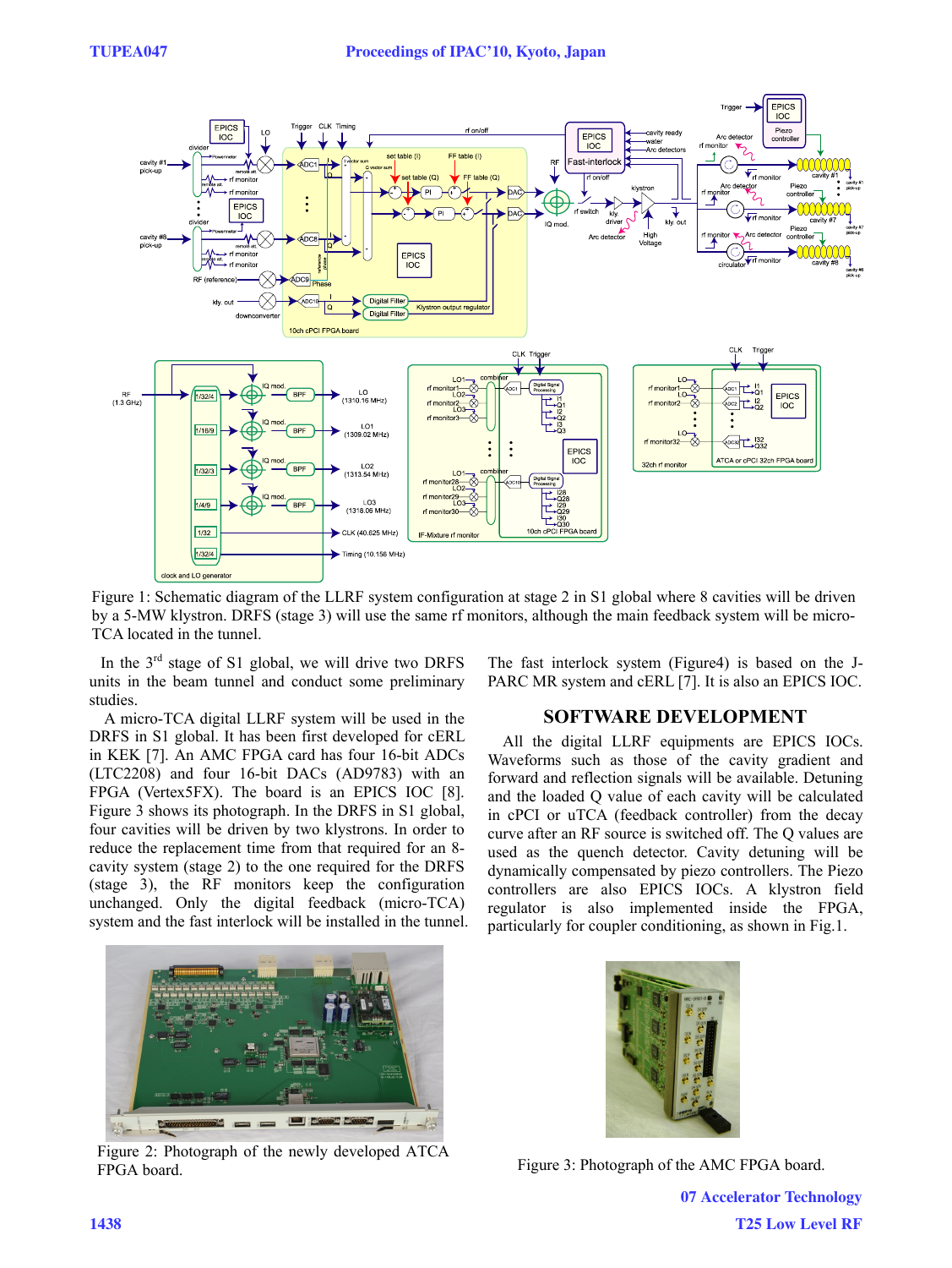Figure 1: Schematic diagram of the LLRF system configuration at stage 2 in S1 global where 8 cavities will be driven by a 5-MW klystron. DRFS (stage 3) will use the same rf monitors, although the main feedback system will be micro-TCA located in the tunnel.

In the 3rd stage of S1 global, we will drive two DRFS units in the beam tunnel and conduct some preliminary studies.

A micro-TCA digital LLRF system will be used in the DRFS in S1 global. It has been first developed for cERL in KEK [7]. An AMC FPGA card has four 16-bit ADCs (LTC2208) and four 16-bit DACs (AD9783) with an FPGA (Vertex5FX). The board is an EPICS IOC [8]. Figure 3 shows its photograph. In the DRFS in S1 global, four cavities will be driven by two klystrons. In order to reduce the replacement time from that required for an 8-cavity system (stage 2) to the one required for the DRFS (stage 3), the RF monitors keep the configuration unchanged. Only the digital feedback (micro-TCA) system and the fast interlock will be installed in the tunnel.

The fast interlock system (Figure4) is based on the J-PARC MR system and cERL [7]. It is also an EPICS IOC.

## SOFTWARE DEVELOPMENT

All the digital LLRF equipments are EPICS IOCs. Waveforms such as those of the cavity gradient and forward and reflection signals will be available. Detuning and the loaded Q value of each cavity will be calculated in cPCI or uTCA (feedback controller) from the decay curve after an RF source is switched off. The Q values are used as the quench detector. Cavity detuning will be dynamically compensated by piezo controllers. The Piezo controllers are also EPICS IOCs. A klystron field regulator is also implemented inside the FPGA, particularly for coupler conditioning, as shown in Fig.1.

Figure 2: Photograph of the newly developed ATCA FPGA board.

Figure 3: Photograph of the AMC FPGA board.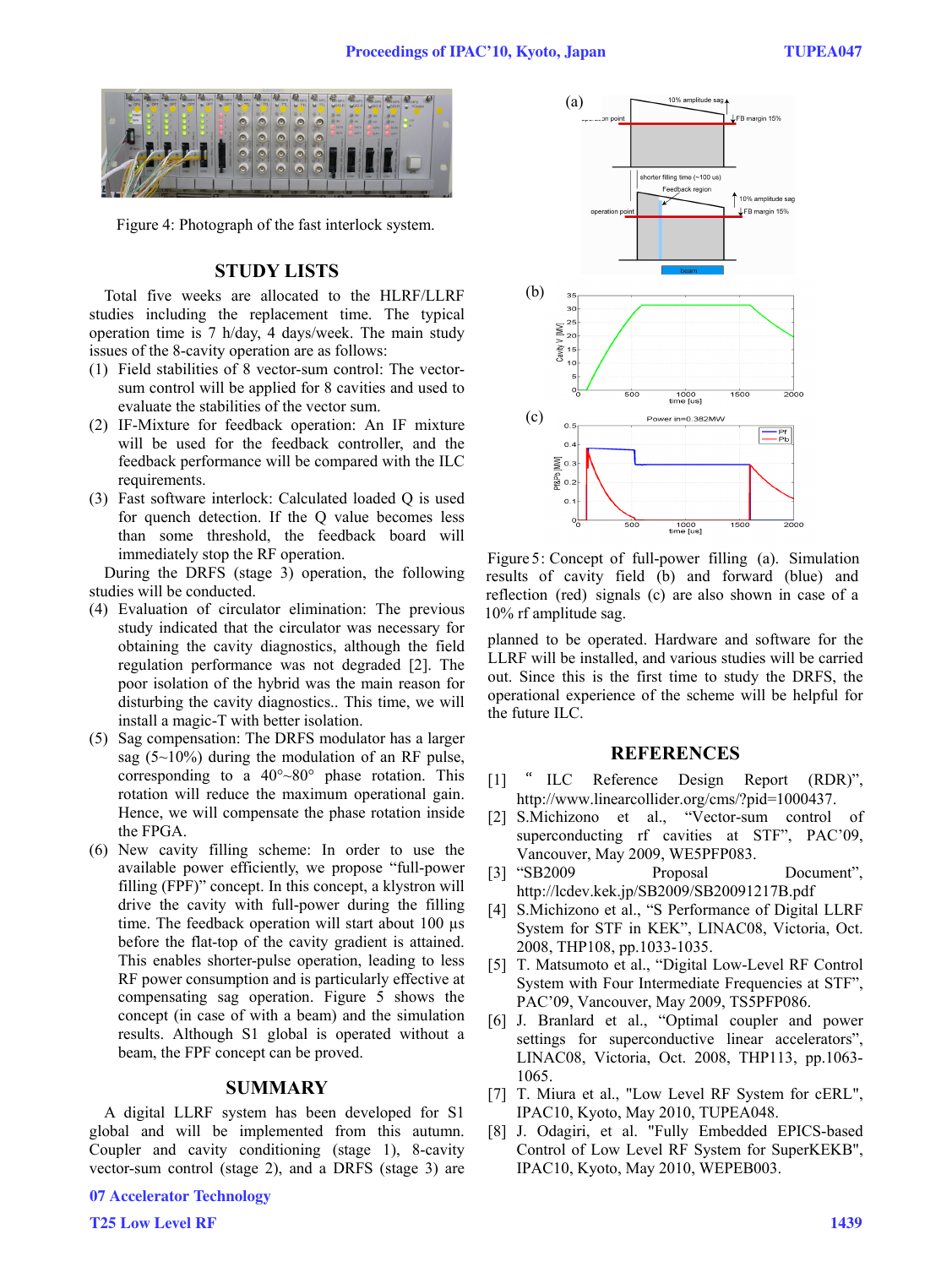Figure 4: Photograph of the fast interlock system.

## STUDY LISTS

Total five weeks are allocated to the HLRF/LLRF studies including the replacement time. The typical operation time is 7 h/day, 4 days/week. The main study issues of the 8-cavity operation are as follows:

(1) Field stabilities of 8 vector-sum control: The vector-sum control will be applied for 8 cavities and used to evaluate the stabilities of the vector sum.

(2) IF-Mixture for feedback operation: An IF mixture will be used for the feedback controller, and the feedback performance will be compared with the ILC requirements.

(3) Fast software interlock: Calculated loaded Q is used for quench detection. If the Q value becomes less than some threshold, the feedback board will immediately stop the RF operation.

During the DRFS (stage 3) operation, the following studies will be conducted.

(4) Evaluation of circulator elimination: The previous study indicated that the circulator was necessary for obtaining the cavity diagnostics, although the field regulation performance was not degraded [2]. The poor isolation of the hybrid was the main reason for disturbing the cavity diagnostics.. This time, we will install a magic-T with better isolation.

(5) Sag compensation: The DRFS modulator has a larger sag (5~10%) during the modulation of an RF pulse, corresponding to a 40°~80° phase rotation. This rotation will reduce the maximum operational gain. Hence, we will compensate the phase rotation inside the FPGA.

(6) New cavity filling scheme: In order to use the available power efficiently, we propose "full-power filling (FPF)" concept. In this concept, a klystron will drive the cavity with full-power during the filling time. The feedback operation will start about 100 µs before the flat-top of the cavity gradient is attained. This enables shorter-pulse operation, leading to less RF power consumption and is particularly effective at compensating sag operation. Figure 5 shows the concept (in case of with a beam) and the simulation results. Although S1 global is operated without a beam, the FPF concept can be proved.

## SUMMARY

A digital LLRF system has been developed for S1 global and will be implemented from this autumn. Coupler and cavity conditioning (stage 1), 8-cavity vector-sum control (stage 2), and a DRFS (stage 3) are planned to be operated. Hardware and software for the LLRF will be installed, and various studies will be carried out. Since this is the first time to study the DRFS, the operational experience of the scheme will be helpful for the future ILC.

(a)

10% amplitude sag

operation point

FB margin 15%

shorter filling time (~100 us)

Feedback region

10% amplitude sag

operation point

FB margin 15%

beam

(b)

Cavity V [MV]

35 30 25 20 15 10 5 0

0 500 1000 1500 2000

time [us]

(c)

Power in=0.382MW

Pf

Pb

Pf&Pb [MW]

0.5 0.4 0.3 0.2 0.1 0

0 500 1000 1500 2000

time [us]

Figure 5: Concept of full-power filling (a). Simulation results of cavity field (b) and forward (blue) and reflection (red) signals (c) are also shown in case of a 10% rf amplitude sag.

## REFERENCES

[1] " ILC Reference Design Report (RDR)", http://www.linearcollider.org/cms/?pid=1000437.

[2] S.Michizono et al., "Vector-sum control of superconducting rf cavities at STF", PAC'09, Vancouver, May 2009, WE5PFP083.

[3] "SB2009 Proposal Document", http://lcdev.kek.jp/SB2009/SB20091217B.pdf

[4] S.Michizono et al., "S Performance of Digital LLRF System for STF in KEK", LINAC08, Victoria, Oct. 2008, THP108, pp.1033-1035.

[5] T. Matsumoto et al., "Digital Low-Level RF Control System with Four Intermediate Frequencies at STF", PAC'09, Vancouver, May 2009, TS5PFP086.

[6] J. Branlard et al., "Optimal coupler and power settings for superconductive linear accelerators", LINAC08, Victoria, Oct. 2008, THP113, pp.1063-1065.

[7] T. Miura et al., "Low Level RF System for cERL", IPAC10, Kyoto, May 2010, TUPEA048.

[8] J. Odagiri, et al. "Fully Embedded EPICS-based Control of Low Level RF System for SuperKEKB", IPAC10, Kyoto, May 2010, WEPEB003.